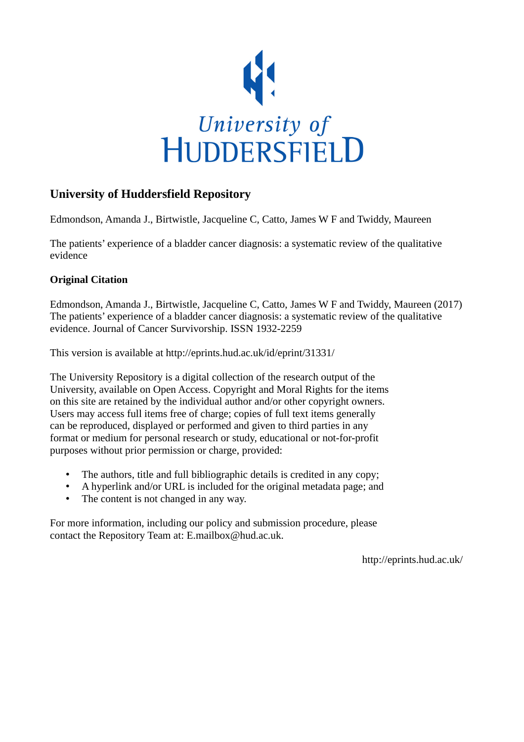University of HUDDERSFIELD

# University of Huddersfield Repository

Edmondson, Amanda J., Birtwistle, Jacqueline C, Catto, James W F and Twiddy, Maureen

The patients' experience of a bladder cancer diagnosis: a systematic review of the qualitative evidence

## Original Citation

Edmondson, Amanda J., Birtwistle, Jacqueline C, Catto, James W F and Twiddy, Maureen (2017) The patients' experience of a bladder cancer diagnosis: a systematic review of the qualitative evidence. Journal of Cancer Survivorship. ISSN 1932-2259

This version is available at http://eprints.hud.ac.uk/id/eprint/31331/

The University Repository is a digital collection of the research output of the University, available on Open Access. Copyright and Moral Rights for the items on this site are retained by the individual author and/or other copyright owners. Users may access full items free of charge; copies of full text items generally can be reproduced, displayed or performed and given to third parties in any format or medium for personal research or study, educational or not-for-profit purposes without prior permission or charge, provided:

- The authors, title and full bibliographic details is credited in any copy;
- A hyperlink and/or URL is included for the original metadata page; and
- The content is not changed in any way.

For more information, including our policy and submission procedure, please contact the Repository Team at: E.mailbox@hud.ac.uk.

http://eprints.hud.ac.uk/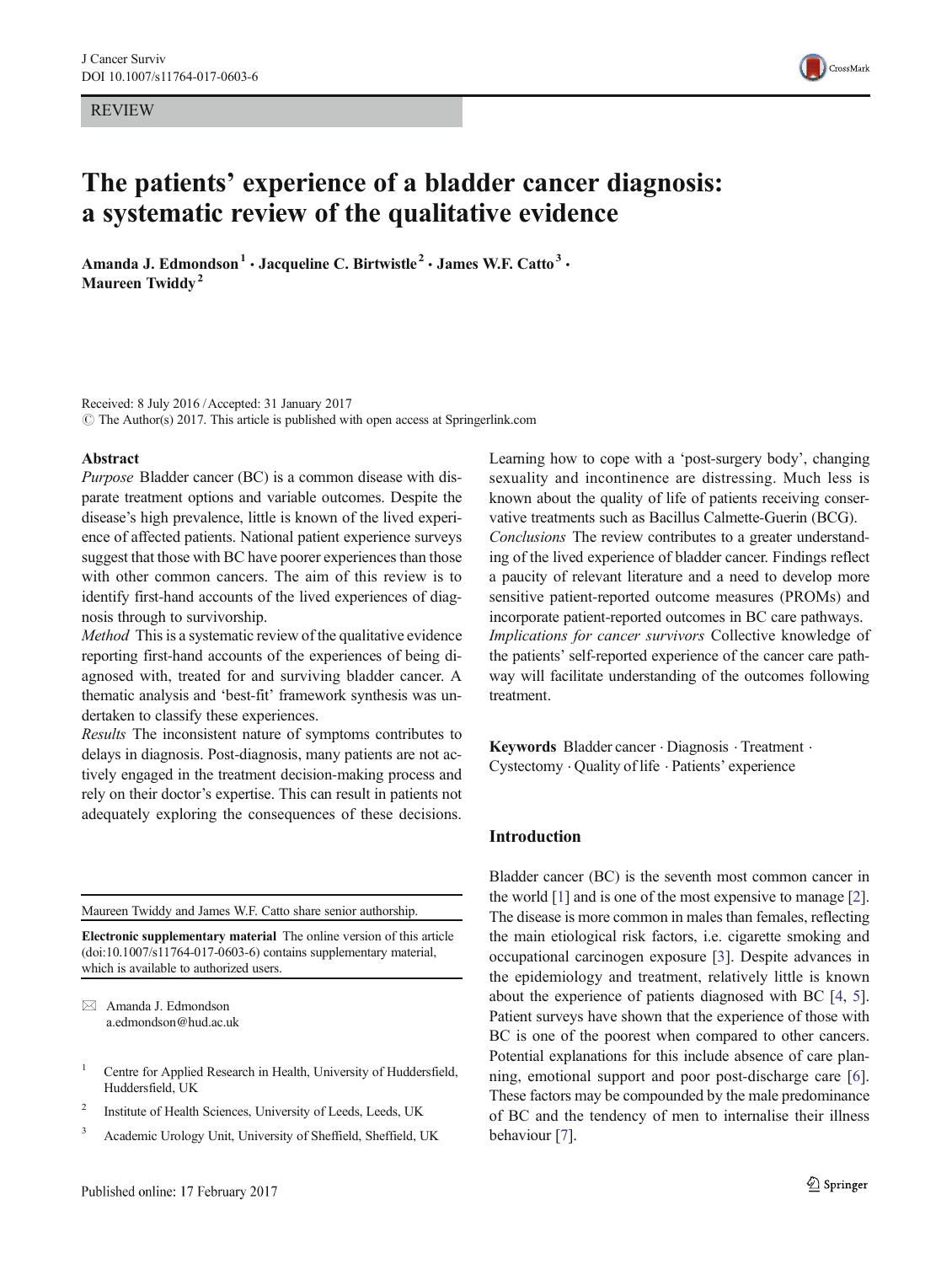REVIEW

# The patients' experience of a bladder cancer diagnosis: a systematic review of the qualitative evidence

**Amanda J. Edmondson[1] · Jacqueline C. Birtwistle[2] · James W.F. Catto[3] · Maureen Twiddy[2]**

Received: 8 July 2016 / Accepted: 31 January 2017
© The Author(s) 2017. This article is published with open access at Springerlink.com

## Abstract

*Purpose* Bladder cancer (BC) is a common disease with disparate treatment options and variable outcomes. Despite the disease's high prevalence, little is known of the lived experience of affected patients. National patient experience surveys suggest that those with BC have poorer experiences than those with other common cancers. The aim of this review is to identify first-hand accounts of the lived experiences of diagnosis through to survivorship.

*Method* This is a systematic review of the qualitative evidence reporting first-hand accounts of the experiences of being diagnosed with, treated for and surviving bladder cancer. A thematic analysis and 'best-fit' framework synthesis was undertaken to classify these experiences.

*Results* The inconsistent nature of symptoms contributes to delays in diagnosis. Post-diagnosis, many patients are not actively engaged in the treatment decision-making process and rely on their doctor's expertise. This can result in patients not adequately exploring the consequences of these decisions. Learning how to cope with a 'post-surgery body', changing sexuality and incontinence are distressing. Much less is known about the quality of life of patients receiving conservative treatments such as Bacillus Calmette-Guerin (BCG).

*Conclusions* The review contributes to a greater understanding of the lived experience of bladder cancer. Findings reflect a paucity of relevant literature and a need to develop more sensitive patient-reported outcome measures (PROMs) and incorporate patient-reported outcomes in BC care pathways.

*Implications for cancer survivors* Collective knowledge of the patients' self-reported experience of the cancer care pathway will facilitate understanding of the outcomes following treatment.

**Keywords** Bladder cancer · Diagnosis · Treatment · Cystectomy · Quality of life · Patients' experience

Maureen Twiddy and James W.F. Catto share senior authorship.

**Electronic supplementary material** The online version of this article (doi:10.1007/s11764-017-0603-6) contains supplementary material, which is available to authorized users.

✉ Amanda J. Edmondson
a.edmondson@hud.ac.uk

[1] Centre for Applied Research in Health, University of Huddersfield, Huddersfield, UK

[2] Institute of Health Sciences, University of Leeds, Leeds, UK

[3] Academic Urology Unit, University of Sheffield, Sheffield, UK

## Introduction

Bladder cancer (BC) is the seventh most common cancer in the world [1] and is one of the most expensive to manage [2]. The disease is more common in males than females, reflecting the main etiological risk factors, i.e. cigarette smoking and occupational carcinogen exposure [3]. Despite advances in the epidemiology and treatment, relatively little is known about the experience of patients diagnosed with BC [4, 5]. Patient surveys have shown that the experience of those with BC is one of the poorest when compared to other cancers. Potential explanations for this include absence of care planning, emotional support and poor post-discharge care [6]. These factors may be compounded by the male predominance of BC and the tendency of men to internalise their illness behaviour [7].

Published online: 17 February 2017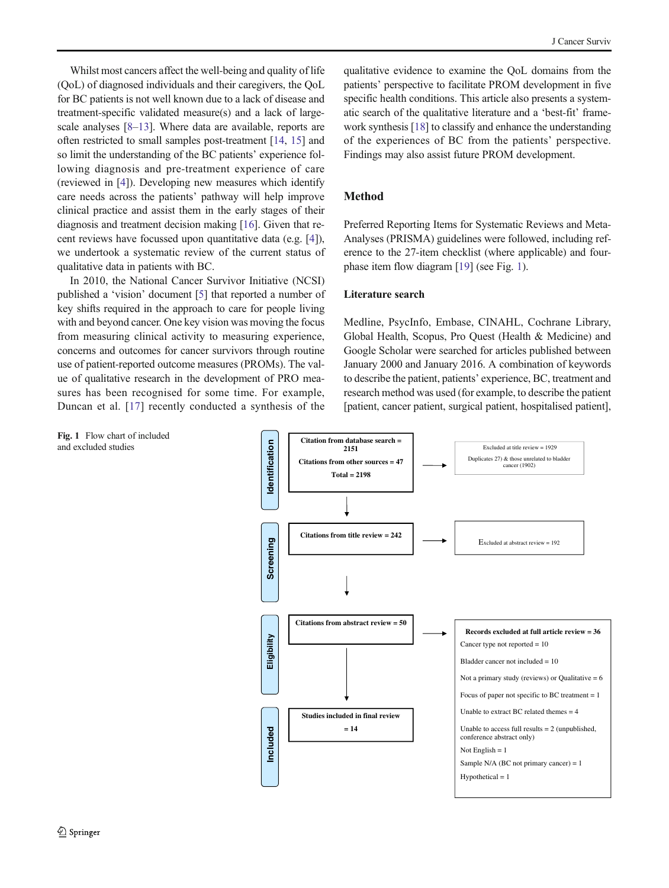Whilst most cancers affect the well-being and quality of life (QoL) of diagnosed individuals and their caregivers, the QoL for BC patients is not well known due to a lack of disease and treatment-specific validated measure(s) and a lack of large-scale analyses [8–13]. Where data are available, reports are often restricted to small samples post-treatment [14, 15] and so limit the understanding of the BC patients' experience following diagnosis and pre-treatment experience of care (reviewed in [4]). Developing new measures which identify care needs across the patients' pathway will help improve clinical practice and assist them in the early stages of their diagnosis and treatment decision making [16]. Given that recent reviews have focussed upon quantitative data (e.g. [4]), we undertook a systematic review of the current status of qualitative data in patients with BC.

In 2010, the National Cancer Survivor Initiative (NCSI) published a 'vision' document [5] that reported a number of key shifts required in the approach to care for people living with and beyond cancer. One key vision was moving the focus from measuring clinical activity to measuring experience, concerns and outcomes for cancer survivors through routine use of patient-reported outcome measures (PROMs). The value of qualitative research in the development of PRO measures has been recognised for some time. For example, Duncan et al. [17] recently conducted a synthesis of the qualitative evidence to examine the QoL domains from the patients' perspective to facilitate PROM development in five specific health conditions. This article also presents a systematic search of the qualitative literature and a 'best-fit' framework synthesis [18] to classify and enhance the understanding of the experiences of BC from the patients' perspective. Findings may also assist future PROM development.

## Method

Preferred Reporting Items for Systematic Reviews and Meta-Analyses (PRISMA) guidelines were followed, including reference to the 27-item checklist (where applicable) and four-phase item flow diagram [19] (see Fig. 1).

### Literature search

Medline, PsycInfo, Embase, CINAHL, Cochrane Library, Global Health, Scopus, Pro Quest (Health & Medicine) and Google Scholar were searched for articles published between January 2000 and January 2016. A combination of keywords to describe the patient, patients' experience, BC, treatment and research method was used (for example, to describe the patient [patient, cancer patient, surgical patient, hospitalised patient],

**Fig. 1** Flow chart of included and excluded studies

- **Identification**
  - Citation from database search = 2151
  - Citations from other sources = 47
  - Total = 2198
  - → Excluded at title review = 1929; Duplicates 27) & those unrelated to bladder cancer (1902)
- **Screening**
  - Citations from title review = 242
  - → Excluded at abstract review = 192
- **Eligibility**
  - Citations from abstract review = 50
  - → **Records excluded at full article review = 36**
    - Cancer type not reported = 10
    - Bladder cancer not included = 10
    - Not a primary study (reviews) or Qualitative = 6
    - Focus of paper not specific to BC treatment = 1
    - Unable to extract BC related themes = 4
    - Unable to access full results = 2 (unpublished, conference abstract only)
    - Not English = 1
    - Sample N/A (BC not primary cancer) = 1
    - Hypothetical = 1
- **Included**
  - Studies included in final review = 14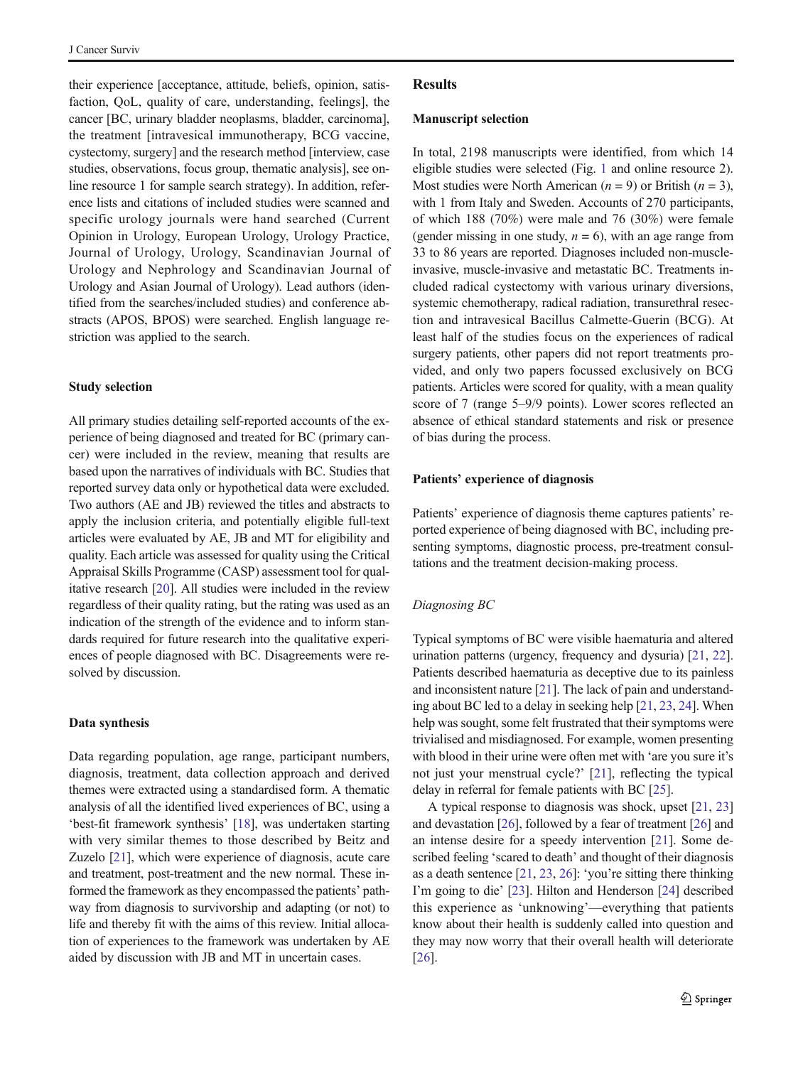their experience [acceptance, attitude, beliefs, opinion, satisfaction, QoL, quality of care, understanding, feelings], the cancer [BC, urinary bladder neoplasms, bladder, carcinoma], the treatment [intravesical immunotherapy, BCG vaccine, cystectomy, surgery] and the research method [interview, case studies, observations, focus group, thematic analysis], see online resource 1 for sample search strategy). In addition, reference lists and citations of included studies were scanned and specific urology journals were hand searched (Current Opinion in Urology, European Urology, Urology Practice, Journal of Urology, Urology, Scandinavian Journal of Urology and Nephrology and Scandinavian Journal of Urology and Asian Journal of Urology). Lead authors (identified from the searches/included studies) and conference abstracts (APOS, BPOS) were searched. English language restriction was applied to the search.

### Study selection

All primary studies detailing self-reported accounts of the experience of being diagnosed and treated for BC (primary cancer) were included in the review, meaning that results are based upon the narratives of individuals with BC. Studies that reported survey data only or hypothetical data were excluded. Two authors (AE and JB) reviewed the titles and abstracts to apply the inclusion criteria, and potentially eligible full-text articles were evaluated by AE, JB and MT for eligibility and quality. Each article was assessed for quality using the Critical Appraisal Skills Programme (CASP) assessment tool for qualitative research [20]. All studies were included in the review regardless of their quality rating, but the rating was used as an indication of the strength of the evidence and to inform standards required for future research into the qualitative experiences of people diagnosed with BC. Disagreements were resolved by discussion.

### Data synthesis

Data regarding population, age range, participant numbers, diagnosis, treatment, data collection approach and derived themes were extracted using a standardised form. A thematic analysis of all the identified lived experiences of BC, using a 'best-fit framework synthesis' [18], was undertaken starting with very similar themes to those described by Beitz and Zuzelo [21], which were experience of diagnosis, acute care and treatment, post-treatment and the new normal. These informed the framework as they encompassed the patients' pathway from diagnosis to survivorship and adapting (or not) to life and thereby fit with the aims of this review. Initial allocation of experiences to the framework was undertaken by AE aided by discussion with JB and MT in uncertain cases.

## Results

### Manuscript selection

In total, 2198 manuscripts were identified, from which 14 eligible studies were selected (Fig. 1 and online resource 2). Most studies were North American ($n = 9$) or British ($n = 3$), with 1 from Italy and Sweden. Accounts of 270 participants, of which 188 (70%) were male and 76 (30%) were female (gender missing in one study, $n = 6$), with an age range from 33 to 86 years are reported. Diagnoses included non-muscle-invasive, muscle-invasive and metastatic BC. Treatments included radical cystectomy with various urinary diversions, systemic chemotherapy, radical radiation, transurethral resection and intravesical Bacillus Calmette-Guerin (BCG). At least half of the studies focus on the experiences of radical surgery patients, other papers did not report treatments provided, and only two papers focussed exclusively on BCG patients. Articles were scored for quality, with a mean quality score of 7 (range 5–9/9 points). Lower scores reflected an absence of ethical standard statements and risk or presence of bias during the process.

### Patients' experience of diagnosis

Patients' experience of diagnosis theme captures patients' reported experience of being diagnosed with BC, including presenting symptoms, diagnostic process, pre-treatment consultations and the treatment decision-making process.

#### *Diagnosing BC*

Typical symptoms of BC were visible haematuria and altered urination patterns (urgency, frequency and dysuria) [21, 22]. Patients described haematuria as deceptive due to its painless and inconsistent nature [21]. The lack of pain and understanding about BC led to a delay in seeking help [21, 23, 24]. When help was sought, some felt frustrated that their symptoms were trivialised and misdiagnosed. For example, women presenting with blood in their urine were often met with 'are you sure it's not just your menstrual cycle?' [21], reflecting the typical delay in referral for female patients with BC [25].

A typical response to diagnosis was shock, upset [21, 23] and devastation [26], followed by a fear of treatment [26] and an intense desire for a speedy intervention [21]. Some described feeling 'scared to death' and thought of their diagnosis as a death sentence [21, 23, 26]: 'you're sitting there thinking I'm going to die' [23]. Hilton and Henderson [24] described this experience as 'unknowing'—everything that patients know about their health is suddenly called into question and they may now worry that their overall health will deteriorate [26].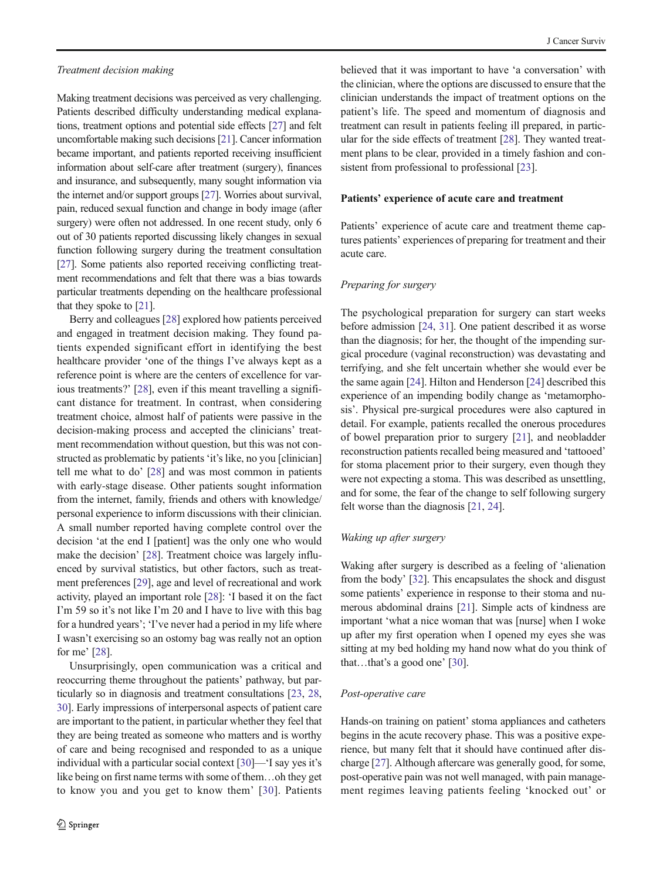*Treatment decision making*

Making treatment decisions was perceived as very challenging. Patients described difficulty understanding medical explanations, treatment options and potential side effects [27] and felt uncomfortable making such decisions [21]. Cancer information became important, and patients reported receiving insufficient information about self-care after treatment (surgery), finances and insurance, and subsequently, many sought information via the internet and/or support groups [27]. Worries about survival, pain, reduced sexual function and change in body image (after surgery) were often not addressed. In one recent study, only 6 out of 30 patients reported discussing likely changes in sexual function following surgery during the treatment consultation [27]. Some patients also reported receiving conflicting treatment recommendations and felt that there was a bias towards particular treatments depending on the healthcare professional that they spoke to [21].

Berry and colleagues [28] explored how patients perceived and engaged in treatment decision making. They found patients expended significant effort in identifying the best healthcare provider 'one of the things I've always kept as a reference point is where are the centers of excellence for various treatments?' [28], even if this meant travelling a significant distance for treatment. In contrast, when considering treatment choice, almost half of patients were passive in the decision-making process and accepted the clinicians' treatment recommendation without question, but this was not constructed as problematic by patients 'it's like, no you [clinician] tell me what to do' [28] and was most common in patients with early-stage disease. Other patients sought information from the internet, family, friends and others with knowledge/personal experience to inform discussions with their clinician. A small number reported having complete control over the decision 'at the end I [patient] was the only one who would make the decision' [28]. Treatment choice was largely influenced by survival statistics, but other factors, such as treatment preferences [29], age and level of recreational and work activity, played an important role [28]: 'I based it on the fact I'm 59 so it's not like I'm 20 and I have to live with this bag for a hundred years'; 'I've never had a period in my life where I wasn't exercising so an ostomy bag was really not an option for me' [28].

Unsurprisingly, open communication was a critical and reoccurring theme throughout the patients' pathway, but particularly so in diagnosis and treatment consultations [23, 28, 30]. Early impressions of interpersonal aspects of patient care are important to the patient, in particular whether they feel that they are being treated as someone who matters and is worthy of care and being recognised and responded to as a unique individual with a particular social context [30]—'I say yes it's like being on first name terms with some of them…oh they get to know you and you get to know them' [30]. Patients believed that it was important to have 'a conversation' with the clinician, where the options are discussed to ensure that the clinician understands the impact of treatment options on the patient's life. The speed and momentum of diagnosis and treatment can result in patients feeling ill prepared, in particular for the side effects of treatment [28]. They wanted treatment plans to be clear, provided in a timely fashion and consistent from professional to professional [23].

**Patients' experience of acute care and treatment**

Patients' experience of acute care and treatment theme captures patients' experiences of preparing for treatment and their acute care.

*Preparing for surgery*

The psychological preparation for surgery can start weeks before admission [24, 31]. One patient described it as worse than the diagnosis; for her, the thought of the impending surgical procedure (vaginal reconstruction) was devastating and terrifying, and she felt uncertain whether she would ever be the same again [24]. Hilton and Henderson [24] described this experience of an impending bodily change as 'metamorphosis'. Physical pre-surgical procedures were also captured in detail. For example, patients recalled the onerous procedures of bowel preparation prior to surgery [21], and neobladder reconstruction patients recalled being measured and 'tattooed' for stoma placement prior to their surgery, even though they were not expecting a stoma. This was described as unsettling, and for some, the fear of the change to self following surgery felt worse than the diagnosis [21, 24].

*Waking up after surgery*

Waking after surgery is described as a feeling of 'alienation from the body' [32]. This encapsulates the shock and disgust some patients' experience in response to their stoma and numerous abdominal drains [21]. Simple acts of kindness are important 'what a nice woman that was [nurse] when I woke up after my first operation when I opened my eyes she was sitting at my bed holding my hand now what do you think of that…that's a good one' [30].

*Post-operative care*

Hands-on training on patient' stoma appliances and catheters begins in the acute recovery phase. This was a positive experience, but many felt that it should have continued after discharge [27]. Although aftercare was generally good, for some, post-operative pain was not well managed, with pain management regimes leaving patients feeling 'knocked out' or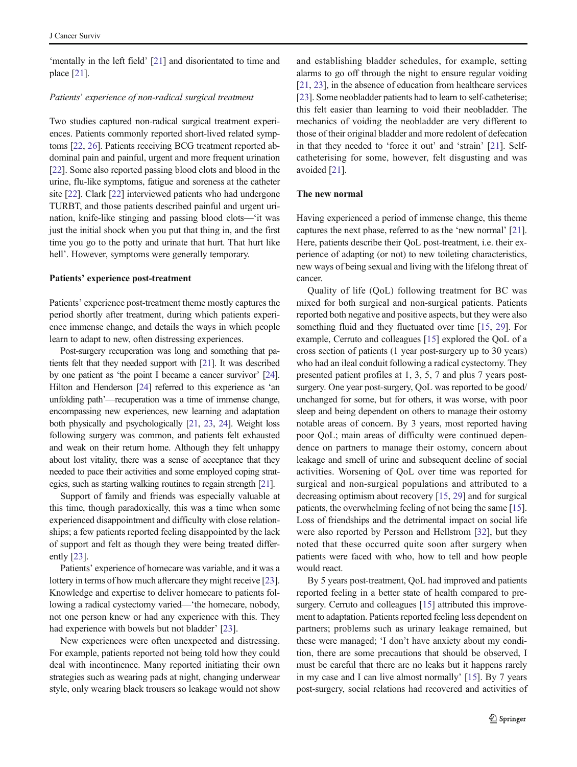'mentally in the left field' [21] and disorientated to time and place [21].

*Patients' experience of non-radical surgical treatment*

Two studies captured non-radical surgical treatment experiences. Patients commonly reported short-lived related symptoms [22, 26]. Patients receiving BCG treatment reported abdominal pain and painful, urgent and more frequent urination [22]. Some also reported passing blood clots and blood in the urine, flu-like symptoms, fatigue and soreness at the catheter site [22]. Clark [22] interviewed patients who had undergone TURBT, and those patients described painful and urgent urination, knife-like stinging and passing blood clots—'it was just the initial shock when you put that thing in, and the first time you go to the potty and urinate that hurt. That hurt like hell'. However, symptoms were generally temporary.

**Patients' experience post-treatment**

Patients' experience post-treatment theme mostly captures the period shortly after treatment, during which patients experience immense change, and details the ways in which people learn to adapt to new, often distressing experiences.

Post-surgery recuperation was long and something that patients felt that they needed support with [21]. It was described by one patient as 'the point I became a cancer survivor' [24]. Hilton and Henderson [24] referred to this experience as 'an unfolding path'—recuperation was a time of immense change, encompassing new experiences, new learning and adaptation both physically and psychologically [21, 23, 24]. Weight loss following surgery was common, and patients felt exhausted and weak on their return home. Although they felt unhappy about lost vitality, there was a sense of acceptance that they needed to pace their activities and some employed coping strategies, such as starting walking routines to regain strength [21].

Support of family and friends was especially valuable at this time, though paradoxically, this was a time when some experienced disappointment and difficulty with close relationships; a few patients reported feeling disappointed by the lack of support and felt as though they were being treated differently [23].

Patients' experience of homecare was variable, and it was a lottery in terms of how much aftercare they might receive [23]. Knowledge and expertise to deliver homecare to patients following a radical cystectomy varied—'the homecare, nobody, not one person knew or had any experience with this. They had experience with bowels but not bladder' [23].

New experiences were often unexpected and distressing. For example, patients reported not being told how they could deal with incontinence. Many reported initiating their own strategies such as wearing pads at night, changing underwear style, only wearing black trousers so leakage would not show and establishing bladder schedules, for example, setting alarms to go off through the night to ensure regular voiding [21, 23], in the absence of education from healthcare services [23]. Some neobladder patients had to learn to self-catheterise; this felt easier than learning to void their neobladder. The mechanics of voiding the neobladder are very different to those of their original bladder and more redolent of defecation in that they needed to 'force it out' and 'strain' [21]. Self-catheterising for some, however, felt disgusting and was avoided [21].

**The new normal**

Having experienced a period of immense change, this theme captures the next phase, referred to as the 'new normal' [21]. Here, patients describe their QoL post-treatment, i.e. their experience of adapting (or not) to new toileting characteristics, new ways of being sexual and living with the lifelong threat of cancer.

Quality of life (QoL) following treatment for BC was mixed for both surgical and non-surgical patients. Patients reported both negative and positive aspects, but they were also something fluid and they fluctuated over time [15, 29]. For example, Cerruto and colleagues [15] explored the QoL of a cross section of patients (1 year post-surgery up to 30 years) who had an ileal conduit following a radical cystectomy. They presented patient profiles at 1, 3, 5, 7 and plus 7 years post-surgery. One year post-surgery, QoL was reported to be good/unchanged for some, but for others, it was worse, with poor sleep and being dependent on others to manage their ostomy notable areas of concern. By 3 years, most reported having poor QoL; main areas of difficulty were continued dependence on partners to manage their ostomy, concern about leakage and smell of urine and subsequent decline of social activities. Worsening of QoL over time was reported for surgical and non-surgical populations and attributed to a decreasing optimism about recovery [15, 29] and for surgical patients, the overwhelming feeling of not being the same [15]. Loss of friendships and the detrimental impact on social life were also reported by Persson and Hellstrom [32], but they noted that these occurred quite soon after surgery when patients were faced with who, how to tell and how people would react.

By 5 years post-treatment, QoL had improved and patients reported feeling in a better state of health compared to pre-surgery. Cerruto and colleagues [15] attributed this improvement to adaptation. Patients reported feeling less dependent on partners; problems such as urinary leakage remained, but these were managed; 'I don't have anxiety about my condition, there are some precautions that should be observed, I must be careful that there are no leaks but it happens rarely in my case and I can live almost normally' [15]. By 7 years post-surgery, social relations had recovered and activities of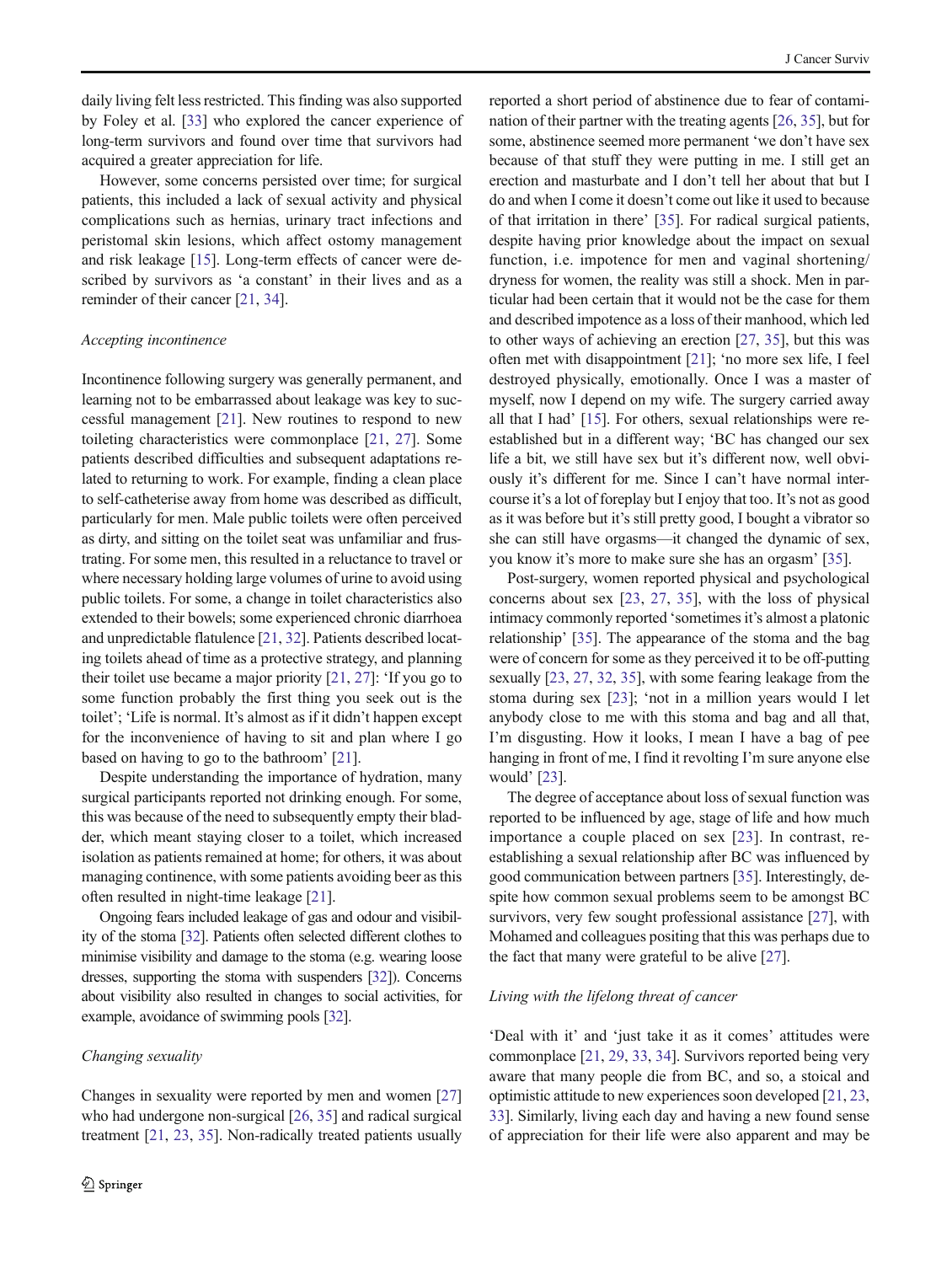daily living felt less restricted. This finding was also supported by Foley et al. [33] who explored the cancer experience of long-term survivors and found over time that survivors had acquired a greater appreciation for life.

However, some concerns persisted over time; for surgical patients, this included a lack of sexual activity and physical complications such as hernias, urinary tract infections and peristomal skin lesions, which affect ostomy management and risk leakage [15]. Long-term effects of cancer were described by survivors as 'a constant' in their lives and as a reminder of their cancer [21, 34].

*Accepting incontinence*

Incontinence following surgery was generally permanent, and learning not to be embarrassed about leakage was key to successful management [21]. New routines to respond to new toileting characteristics were commonplace [21, 27]. Some patients described difficulties and subsequent adaptations related to returning to work. For example, finding a clean place to self-catheterise away from home was described as difficult, particularly for men. Male public toilets were often perceived as dirty, and sitting on the toilet seat was unfamiliar and frustrating. For some men, this resulted in a reluctance to travel or where necessary holding large volumes of urine to avoid using public toilets. For some, a change in toilet characteristics also extended to their bowels; some experienced chronic diarrhoea and unpredictable flatulence [21, 32]. Patients described locating toilets ahead of time as a protective strategy, and planning their toilet use became a major priority [21, 27]: 'If you go to some function probably the first thing you seek out is the toilet'; 'Life is normal. It's almost as if it didn't happen except for the inconvenience of having to sit and plan where I go based on having to go to the bathroom' [21].

Despite understanding the importance of hydration, many surgical participants reported not drinking enough. For some, this was because of the need to subsequently empty their bladder, which meant staying closer to a toilet, which increased isolation as patients remained at home; for others, it was about managing continence, with some patients avoiding beer as this often resulted in night-time leakage [21].

Ongoing fears included leakage of gas and odour and visibility of the stoma [32]. Patients often selected different clothes to minimise visibility and damage to the stoma (e.g. wearing loose dresses, supporting the stoma with suspenders [32]). Concerns about visibility also resulted in changes to social activities, for example, avoidance of swimming pools [32].

*Changing sexuality*

Changes in sexuality were reported by men and women [27] who had undergone non-surgical [26, 35] and radical surgical treatment [21, 23, 35]. Non-radically treated patients usually reported a short period of abstinence due to fear of contamination of their partner with the treating agents [26, 35], but for some, abstinence seemed more permanent 'we don't have sex because of that stuff they were putting in me. I still get an erection and masturbate and I don't tell her about that but I do and when I come it doesn't come out like it used to because of that irritation in there' [35]. For radical surgical patients, despite having prior knowledge about the impact on sexual function, i.e. impotence for men and vaginal shortening/dryness for women, the reality was still a shock. Men in particular had been certain that it would not be the case for them and described impotence as a loss of their manhood, which led to other ways of achieving an erection [27, 35], but this was often met with disappointment [21]; 'no more sex life, I feel destroyed physically, emotionally. Once I was a master of myself, now I depend on my wife. The surgery carried away all that I had' [15]. For others, sexual relationships were re-established but in a different way; 'BC has changed our sex life a bit, we still have sex but it's different now, well obviously it's different for me. Since I can't have normal intercourse it's a lot of foreplay but I enjoy that too. It's not as good as it was before but it's still pretty good, I bought a vibrator so she can still have orgasms—it changed the dynamic of sex, you know it's more to make sure she has an orgasm' [35].

Post-surgery, women reported physical and psychological concerns about sex [23, 27, 35], with the loss of physical intimacy commonly reported 'sometimes it's almost a platonic relationship' [35]. The appearance of the stoma and the bag were of concern for some as they perceived it to be off-putting sexually [23, 27, 32, 35], with some fearing leakage from the stoma during sex [23]; 'not in a million years would I let anybody close to me with this stoma and bag and all that, I'm disgusting. How it looks, I mean I have a bag of pee hanging in front of me, I find it revolting I'm sure anyone else would' [23].

The degree of acceptance about loss of sexual function was reported to be influenced by age, stage of life and how much importance a couple placed on sex [23]. In contrast, re-establishing a sexual relationship after BC was influenced by good communication between partners [35]. Interestingly, despite how common sexual problems seem to be amongst BC survivors, very few sought professional assistance [27], with Mohamed and colleagues positing that this was perhaps due to the fact that many were grateful to be alive [27].

*Living with the lifelong threat of cancer*

'Deal with it' and 'just take it as it comes' attitudes were commonplace [21, 29, 33, 34]. Survivors reported being very aware that many people die from BC, and so, a stoical and optimistic attitude to new experiences soon developed [21, 23, 33]. Similarly, living each day and having a new found sense of appreciation for their life were also apparent and may be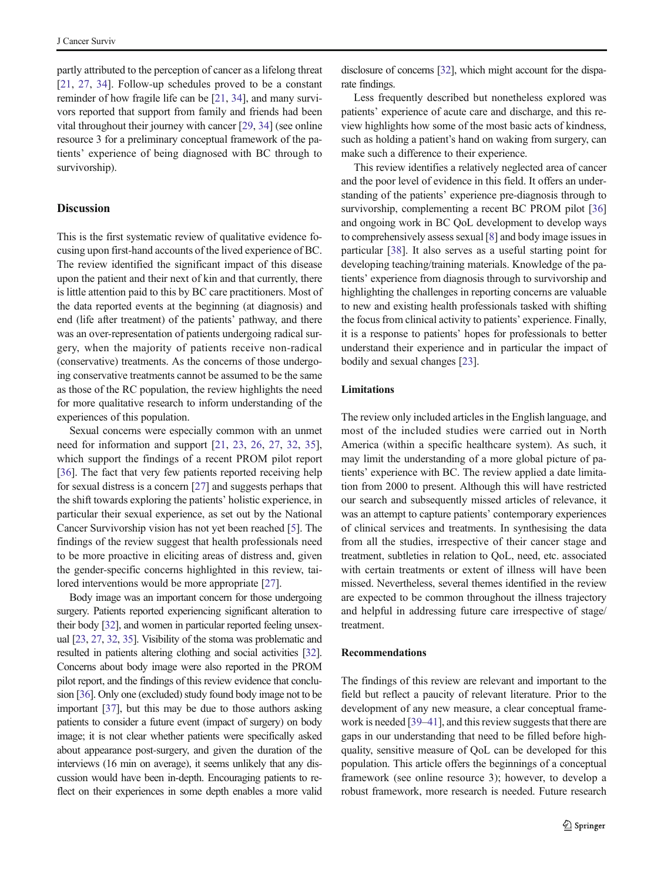partly attributed to the perception of cancer as a lifelong threat [21, 27, 34]. Follow-up schedules proved to be a constant reminder of how fragile life can be [21, 34], and many survivors reported that support from family and friends had been vital throughout their journey with cancer [29, 34] (see online resource 3 for a preliminary conceptual framework of the patients' experience of being diagnosed with BC through to survivorship).

## Discussion

This is the first systematic review of qualitative evidence focusing upon first-hand accounts of the lived experience of BC. The review identified the significant impact of this disease upon the patient and their next of kin and that currently, there is little attention paid to this by BC care practitioners. Most of the data reported events at the beginning (at diagnosis) and end (life after treatment) of the patients' pathway, and there was an over-representation of patients undergoing radical surgery, when the majority of patients receive non-radical (conservative) treatments. As the concerns of those undergoing conservative treatments cannot be assumed to be the same as those of the RC population, the review highlights the need for more qualitative research to inform understanding of the experiences of this population.

Sexual concerns were especially common with an unmet need for information and support [21, 23, 26, 27, 32, 35], which support the findings of a recent PROM pilot report [36]. The fact that very few patients reported receiving help for sexual distress is a concern [27] and suggests perhaps that the shift towards exploring the patients' holistic experience, in particular their sexual experience, as set out by the National Cancer Survivorship vision has not yet been reached [5]. The findings of the review suggest that health professionals need to be more proactive in eliciting areas of distress and, given the gender-specific concerns highlighted in this review, tailored interventions would be more appropriate [27].

Body image was an important concern for those undergoing surgery. Patients reported experiencing significant alteration to their body [32], and women in particular reported feeling unsexual [23, 27, 32, 35]. Visibility of the stoma was problematic and resulted in patients altering clothing and social activities [32]. Concerns about body image were also reported in the PROM pilot report, and the findings of this review evidence that conclusion [36]. Only one (excluded) study found body image not to be important [37], but this may be due to those authors asking patients to consider a future event (impact of surgery) on body image; it is not clear whether patients were specifically asked about appearance post-surgery, and given the duration of the interviews (16 min on average), it seems unlikely that any discussion would have been in-depth. Encouraging patients to reflect on their experiences in some depth enables a more valid disclosure of concerns [32], which might account for the disparate findings.

Less frequently described but nonetheless explored was patients' experience of acute care and discharge, and this review highlights how some of the most basic acts of kindness, such as holding a patient's hand on waking from surgery, can make such a difference to their experience.

This review identifies a relatively neglected area of cancer and the poor level of evidence in this field. It offers an understanding of the patients' experience pre-diagnosis through to survivorship, complementing a recent BC PROM pilot [36] and ongoing work in BC QoL development to develop ways to comprehensively assess sexual [8] and body image issues in particular [38]. It also serves as a useful starting point for developing teaching/training materials. Knowledge of the patients' experience from diagnosis through to survivorship and highlighting the challenges in reporting concerns are valuable to new and existing health professionals tasked with shifting the focus from clinical activity to patients' experience. Finally, it is a response to patients' hopes for professionals to better understand their experience and in particular the impact of bodily and sexual changes [23].

### Limitations

The review only included articles in the English language, and most of the included studies were carried out in North America (within a specific healthcare system). As such, it may limit the understanding of a more global picture of patients' experience with BC. The review applied a date limitation from 2000 to present. Although this will have restricted our search and subsequently missed articles of relevance, it was an attempt to capture patients' contemporary experiences of clinical services and treatments. In synthesising the data from all the studies, irrespective of their cancer stage and treatment, subtleties in relation to QoL, need, etc. associated with certain treatments or extent of illness will have been missed. Nevertheless, several themes identified in the review are expected to be common throughout the illness trajectory and helpful in addressing future care irrespective of stage/treatment.

### Recommendations

The findings of this review are relevant and important to the field but reflect a paucity of relevant literature. Prior to the development of any new measure, a clear conceptual framework is needed [39–41], and this review suggests that there are gaps in our understanding that need to be filled before high-quality, sensitive measure of QoL can be developed for this population. This article offers the beginnings of a conceptual framework (see online resource 3); however, to develop a robust framework, more research is needed. Future research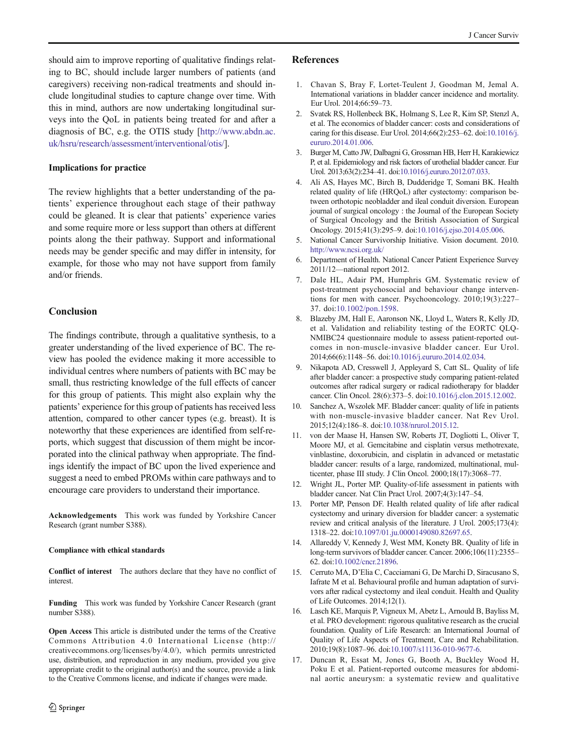should aim to improve reporting of qualitative findings relating to BC, should include larger numbers of patients (and caregivers) receiving non-radical treatments and should include longitudinal studies to capture change over time. With this in mind, authors are now undertaking longitudinal surveys into the QoL in patients being treated for and after a diagnosis of BC, e.g. the OTIS study [http://www.abdn.ac.uk/hsru/research/assessment/interventional/otis/].

### Implications for practice

The review highlights that a better understanding of the patients' experience throughout each stage of their pathway could be gleaned. It is clear that patients' experience varies and some require more or less support than others at different points along the their pathway. Support and informational needs may be gender specific and may differ in intensity, for example, for those who may not have support from family and/or friends.

## Conclusion

The findings contribute, through a qualitative synthesis, to a greater understanding of the lived experience of BC. The review has pooled the evidence making it more accessible to individual centres where numbers of patients with BC may be small, thus restricting knowledge of the full effects of cancer for this group of patients. This might also explain why the patients' experience for this group of patients has received less attention, compared to other cancer types (e.g. breast). It is noteworthy that these experiences are identified from self-reports, which suggest that discussion of them might be incorporated into the clinical pathway when appropriate. The findings identify the impact of BC upon the lived experience and suggest a need to embed PROMs within care pathways and to encourage care providers to understand their importance.

**Acknowledgements** This work was funded by Yorkshire Cancer Research (grant number S388).

**Compliance with ethical standards**

**Conflict of interest** The authors declare that they have no conflict of interest.

**Funding** This work was funded by Yorkshire Cancer Research (grant number S388).

**Open Access** This article is distributed under the terms of the Creative Commons Attribution 4.0 International License (http://creativecommons.org/licenses/by/4.0/), which permits unrestricted use, distribution, and reproduction in any medium, provided you give appropriate credit to the original author(s) and the source, provide a link to the Creative Commons license, and indicate if changes were made.

## References

1. Chavan S, Bray F, Lortet-Teulent J, Goodman M, Jemal A. International variations in bladder cancer incidence and mortality. Eur Urol. 2014;66:59–73.
2. Svatek RS, Hollenbeck BK, Holmang S, Lee R, Kim SP, Stenzl A, et al. The economics of bladder cancer: costs and considerations of caring for this disease. Eur Urol. 2014;66(2):253–62. doi:10.1016/j.eururo.2014.01.006.
3. Burger M, Catto JW, Dalbagni G, Grossman HB, Herr H, Karakiewicz P, et al. Epidemiology and risk factors of urothelial bladder cancer. Eur Urol. 2013;63(2):234–41. doi:10.1016/j.eururo.2012.07.033.
4. Ali AS, Hayes MC, Birch B, Dudderidge T, Somani BK. Health related quality of life (HRQoL) after cystectomy: comparison between orthotopic neobladder and ileal conduit diversion. European journal of surgical oncology : the Journal of the European Society of Surgical Oncology and the British Association of Surgical Oncology. 2015;41(3):295–9. doi:10.1016/j.ejso.2014.05.006.
5. National Cancer Survivorship Initiative. Vision document. 2010. http://www.ncsi.org.uk/
6. Department of Health. National Cancer Patient Experience Survey 2011/12—national report 2012.
7. Dale HL, Adair PM, Humphris GM. Systematic review of post-treatment psychosocial and behaviour change interventions for men with cancer. Psychooncology. 2010;19(3):227–37. doi:10.1002/pon.1598.
8. Blazeby JM, Hall E, Aaronson NK, Lloyd L, Waters R, Kelly JD, et al. Validation and reliability testing of the EORTC QLQ-NMIBC24 questionnaire module to assess patient-reported outcomes in non-muscle-invasive bladder cancer. Eur Urol. 2014;66(6):1148–56. doi:10.1016/j.eururo.2014.02.034.
9. Nikapota AD, Cresswell J, Appleyard S, Catt SL. Quality of life after bladder cancer: a prospective study comparing patient-related outcomes after radical surgery or radical radiotherapy for bladder cancer. Clin Oncol. 28(6):373–5. doi:10.1016/j.clon.2015.12.002.
10. Sanchez A, Wszolek MF. Bladder cancer: quality of life in patients with non-muscle-invasive bladder cancer. Nat Rev Urol. 2015;12(4):186–8. doi:10.1038/nrurol.2015.12.
11. von der Maase H, Hansen SW, Roberts JT, Dogliotti L, Oliver T, Moore MJ, et al. Gemcitabine and cisplatin versus methotrexate, vinblastine, doxorubicin, and cisplatin in advanced or metastatic bladder cancer: results of a large, randomized, multinational, multicenter, phase III study. J Clin Oncol. 2000;18(17):3068–77.
12. Wright JL, Porter MP. Quality-of-life assessment in patients with bladder cancer. Nat Clin Pract Urol. 2007;4(3):147–54.
13. Porter MP, Penson DF. Health related quality of life after radical cystectomy and urinary diversion for bladder cancer: a systematic review and critical analysis of the literature. J Urol. 2005;173(4):1318–22. doi:10.1097/01.ju.0000149080.82697.65.
14. Allareddy V, Kennedy J, West MM, Konety BR. Quality of life in long-term survivors of bladder cancer. Cancer. 2006;106(11):2355–62. doi:10.1002/cncr.21896.
15. Cerruto MA, D'Elia C, Cacciamani G, De Marchi D, Siracusano S, Iafrate M et al. Behavioural profile and human adaptation of survivors after radical cystectomy and ileal conduit. Health and Quality of Life Outcomes. 2014;12(1).
16. Lasch KE, Marquis P, Vigneux M, Abetz L, Arnould B, Bayliss M, et al. PRO development: rigorous qualitative research as the crucial foundation. Quality of Life Research: an International Journal of Quality of Life Aspects of Treatment, Care and Rehabilitation. 2010;19(8):1087–96. doi:10.1007/s11136-010-9677-6.
17. Duncan R, Essat M, Jones G, Booth A, Buckley Wood H, Poku E et al. Patient-reported outcome measures for abdominal aortic aneurysm: a systematic review and qualitative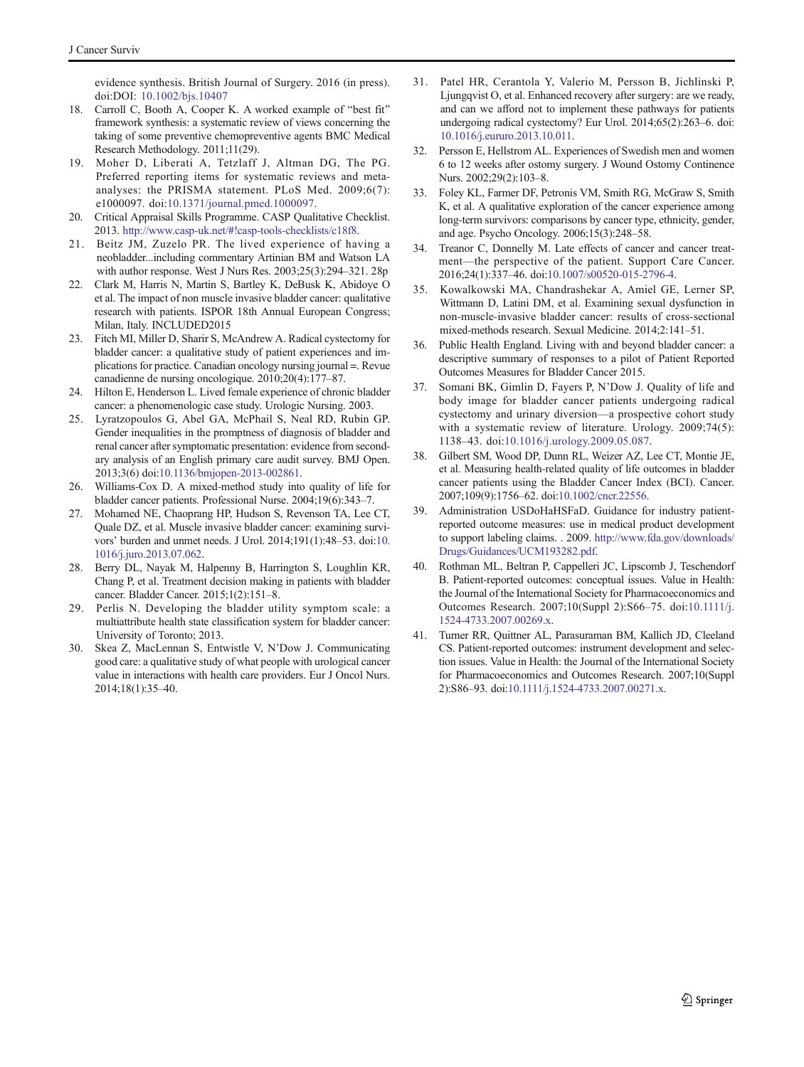evidence synthesis. British Journal of Surgery. 2016 (in press). doi:DOI: 10.1002/bjs.10407

18. Carroll C, Booth A, Cooper K. A worked example of "best fit" framework synthesis: a systematic review of views concerning the taking of some preventive chemopreventive agents BMC Medical Research Methodology. 2011;11(29).
19. Moher D, Liberati A, Tetzlaff J, Altman DG, The PG. Preferred reporting items for systematic reviews and meta-analyses: the PRISMA statement. PLoS Med. 2009;6(7): e1000097. doi:10.1371/journal.pmed.1000097.
20. Critical Appraisal Skills Programme. CASP Qualitative Checklist. 2013. http://www.casp-uk.net/#!casp-tools-checklists/c18f8.
21. Beitz JM, Zuzelo PR. The lived experience of having a neobladder...including commentary Artinian BM and Watson LA with author response. West J Nurs Res. 2003;25(3):294–321. 28p
22. Clark M, Harris N, Martin S, Bartley K, DeBusk K, Abidoye O et al. The impact of non muscle invasive bladder cancer: qualitative research with patients. ISPOR 18th Annual European Congress; Milan, Italy. INCLUDED2015
23. Fitch MI, Miller D, Sharir S, McAndrew A. Radical cystectomy for bladder cancer: a qualitative study of patient experiences and implications for practice. Canadian oncology nursing journal =. Revue canadienne de nursing oncologique. 2010;20(4):177–87.
24. Hilton E, Henderson L. Lived female experience of chronic bladder cancer: a phenomenologic case study. Urologic Nursing. 2003.
25. Lyratzopoulos G, Abel GA, McPhail S, Neal RD, Rubin GP. Gender inequalities in the promptness of diagnosis of bladder and renal cancer after symptomatic presentation: evidence from secondary analysis of an English primary care audit survey. BMJ Open. 2013;3(6) doi:10.1136/bmjopen-2013-002861.
26. Williams-Cox D. A mixed-method study into quality of life for bladder cancer patients. Professional Nurse. 2004;19(6):343–7.
27. Mohamed NE, Chaoprang HP, Hudson S, Revenson TA, Lee CT, Quale DZ, et al. Muscle invasive bladder cancer: examining survivors' burden and unmet needs. J Urol. 2014;191(1):48–53. doi:10.1016/j.juro.2013.07.062.
28. Berry DL, Nayak M, Halpenny B, Harrington S, Loughlin KR, Chang P, et al. Treatment decision making in patients with bladder cancer. Bladder Cancer. 2015;1(2):151–8.
29. Perlis N. Developing the bladder utility symptom scale: a multiattribute health state classification system for bladder cancer: University of Toronto; 2013.
30. Skea Z, MacLennan S, Entwistle V, N'Dow J. Communicating good care: a qualitative study of what people with urological cancer value in interactions with health care providers. Eur J Oncol Nurs. 2014;18(1):35–40.
31. Patel HR, Cerantola Y, Valerio M, Persson B, Jichlinski P, Ljungqvist O, et al. Enhanced recovery after surgery: are we ready, and can we afford not to implement these pathways for patients undergoing radical cystectomy? Eur Urol. 2014;65(2):263–6. doi:10.1016/j.eururo.2013.10.011.
32. Persson E, Hellstrom AL. Experiences of Swedish men and women 6 to 12 weeks after ostomy surgery. J Wound Ostomy Continence Nurs. 2002;29(2):103–8.
33. Foley KL, Farmer DF, Petronis VM, Smith RG, McGraw S, Smith K, et al. A qualitative exploration of the cancer experience among long-term survivors: comparisons by cancer type, ethnicity, gender, and age. Psycho Oncology. 2006;15(3):248–58.
34. Treanor C, Donnelly M. Late effects of cancer and cancer treatment—the perspective of the patient. Support Care Cancer. 2016;24(1):337–46. doi:10.1007/s00520-015-2796-4.
35. Kowalkowski MA, Chandrashekar A, Amiel GE, Lerner SP, Wittmann D, Latini DM, et al. Examining sexual dysfunction in non-muscle-invasive bladder cancer: results of cross-sectional mixed-methods research. Sexual Medicine. 2014;2:141–51.
36. Public Health England. Living with and beyond bladder cancer: a descriptive summary of responses to a pilot of Patient Reported Outcomes Measures for Bladder Cancer 2015.
37. Somani BK, Gimlin D, Fayers P, N'Dow J. Quality of life and body image for bladder cancer patients undergoing radical cystectomy and urinary diversion—a prospective cohort study with a systematic review of literature. Urology. 2009;74(5): 1138–43. doi:10.1016/j.urology.2009.05.087.
38. Gilbert SM, Wood DP, Dunn RL, Weizer AZ, Lee CT, Montie JE, et al. Measuring health-related quality of life outcomes in bladder cancer patients using the Bladder Cancer Index (BCI). Cancer. 2007;109(9):1756–62. doi:10.1002/cncr.22556.
39. Administration USDoHaHSFaD. Guidance for industry patient-reported outcome measures: use in medical product development to support labeling claims. . 2009. http://www.fda.gov/downloads/Drugs/Guidances/UCM193282.pdf.
40. Rothman ML, Beltran P, Cappelleri JC, Lipscomb J, Teschendorf B. Patient-reported outcomes: conceptual issues. Value in Health: the Journal of the International Society for Pharmacoeconomics and Outcomes Research. 2007;10(Suppl 2):S66–75. doi:10.1111/j.1524-4733.2007.00269.x.
41. Turner RR, Quittner AL, Parasuraman BM, Kallich JD, Cleeland CS. Patient-reported outcomes: instrument development and selection issues. Value in Health: the Journal of the International Society for Pharmacoeconomics and Outcomes Research. 2007;10(Suppl 2):S86–93. doi:10.1111/j.1524-4733.2007.00271.x.